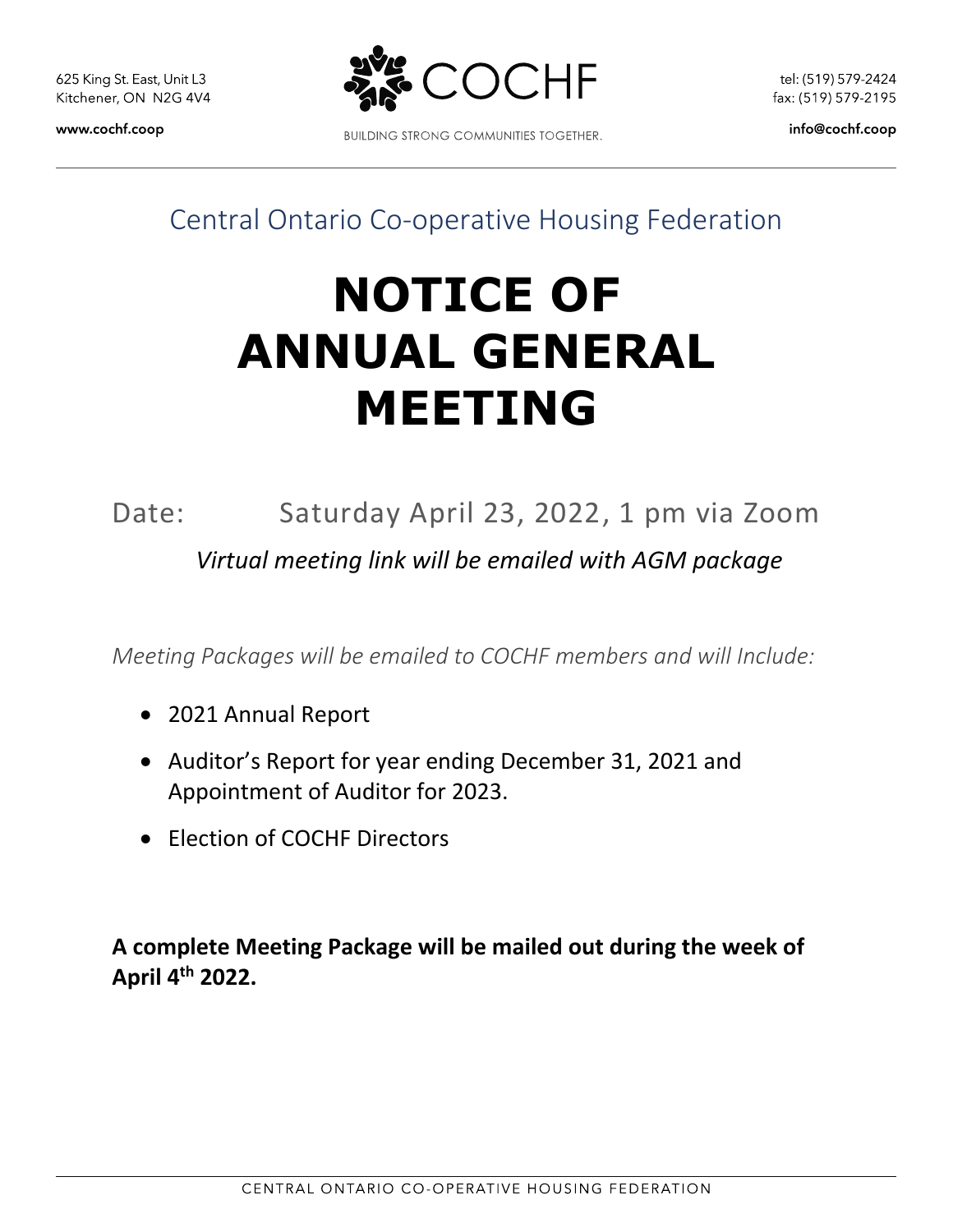625 King St. East, Unit L3
Kitchener, ON N2G 4V4

www.cochf.coop

COCHF

BUILDING STRONG COMMUNITIES TOGETHER.

tel: (519) 579-2424
fax: (519) 579-2195

info@cochf.coop

Central Ontario Co-operative Housing Federation

# NOTICE OF ANNUAL GENERAL MEETING

Date: Saturday April 23, 2022, 1 pm via Zoom

*Virtual meeting link will be emailed with AGM package*

*Meeting Packages will be emailed to COCHF members and will Include:*

- 2021 Annual Report
- Auditor's Report for year ending December 31, 2021 and Appointment of Auditor for 2023.
- Election of COCHF Directors

**A complete Meeting Package will be mailed out during the week of April 4th 2022.**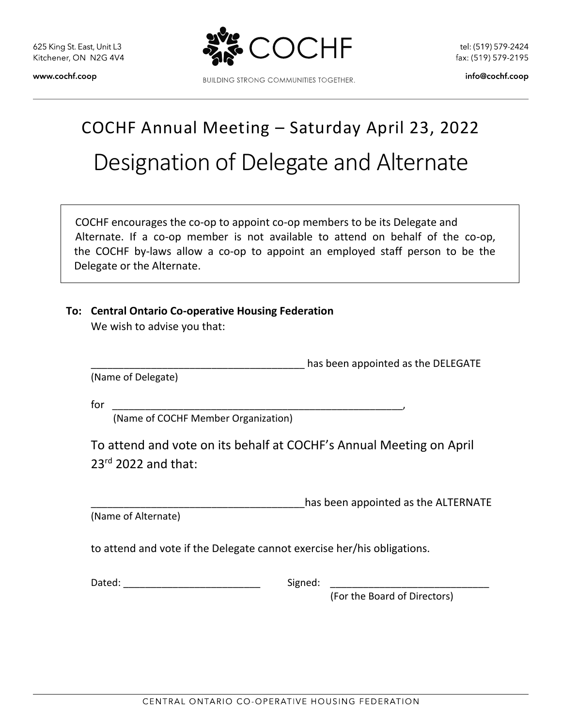625 King St. East, Unit L3
Kitchener, ON N2G 4V4

www.cochf.coop

COCHF

BUILDING STRONG COMMUNITIES TOGETHER.

tel: (519) 579-2424
fax: (519) 579-2195

info@cochf.coop

## COCHF Annual Meeting – Saturday April 23, 2022

# Designation of Delegate and Alternate

COCHF encourages the co-op to appoint co-op members to be its Delegate and Alternate. If a co-op member is not available to attend on behalf of the co-op, the COCHF by-laws allow a co-op to appoint an employed staff person to be the Delegate or the Alternate.

**To: Central Ontario Co-operative Housing Federation**

We wish to advise you that:

_______________________________________ has been appointed as the DELEGATE
(Name of Delegate)

for _____________________________________________________,
(Name of COCHF Member Organization)

To attend and vote on its behalf at COCHF's Annual Meeting on April 23rd 2022 and that:

_____________________________________has been appointed as the ALTERNATE
(Name of Alternate)

to attend and vote if the Delegate cannot exercise her/his obligations.

Dated: _________________________ Signed: _____________________________
(For the Board of Directors)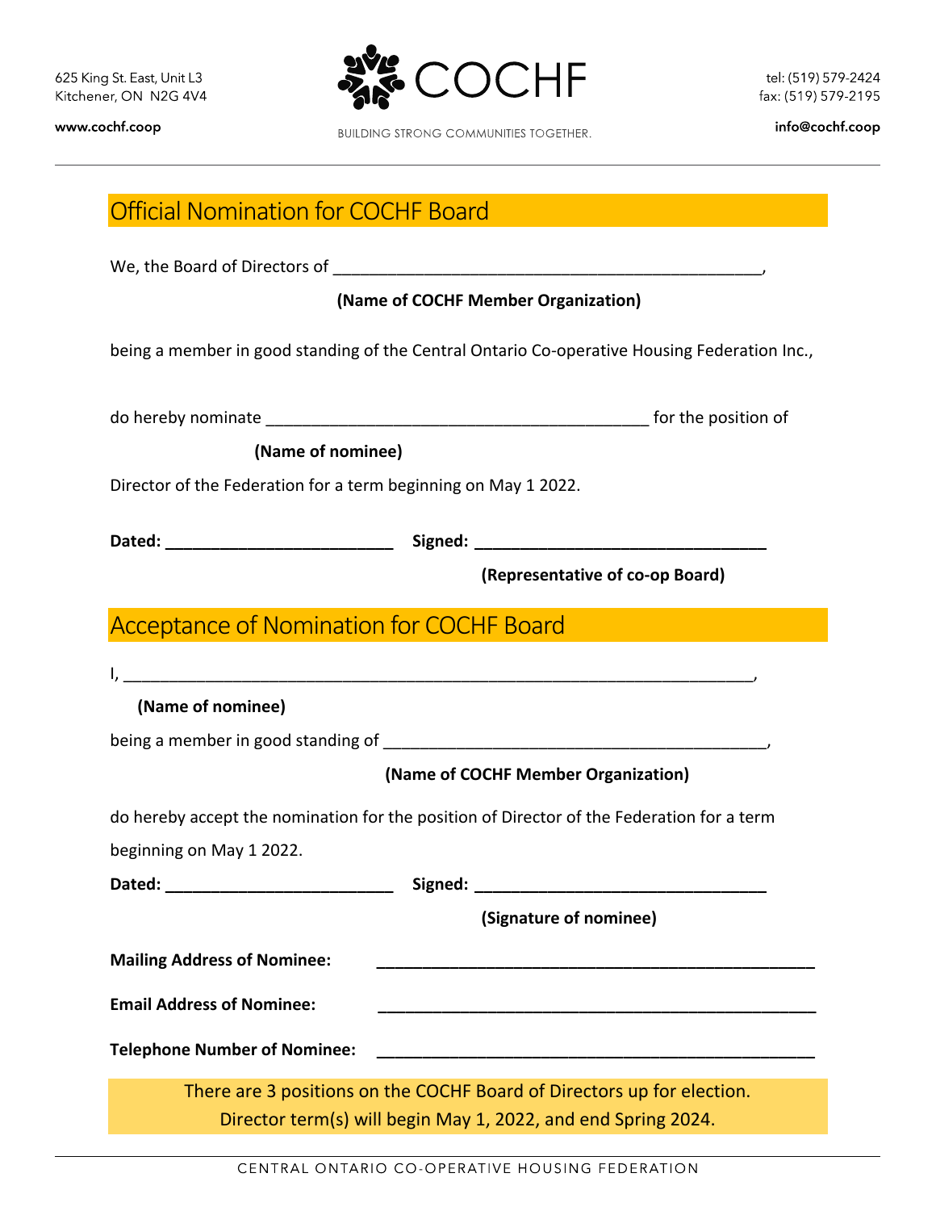625 King St. East, Unit L3
Kitchener, ON N2G 4V4
www.cochf.coop

COCHF
BUILDING STRONG COMMUNITIES TOGETHER.

tel: (519) 579-2424
fax: (519) 579-2195
info@cochf.coop

## Official Nomination for COCHF Board

We, the Board of Directors of _______________________________________________,

**(Name of COCHF Member Organization)**

being a member in good standing of the Central Ontario Co-operative Housing Federation Inc.,

do hereby nominate __________________________________________ for the position of

**(Name of nominee)**

Director of the Federation for a term beginning on May 1 2022.

**Dated: _________________________ Signed: ________________________________**

**(Representative of co-op Board)**

## Acceptance of Nomination for COCHF Board

I, ____________________________________________________________________,

**(Name of nominee)**

being a member in good standing of __________________________________________,

**(Name of COCHF Member Organization)**

do hereby accept the nomination for the position of Director of the Federation for a term beginning on May 1 2022.

**Dated: _________________________ Signed: ________________________________**

**(Signature of nominee)**

**Mailing Address of Nominee:** ________________________________________________

**Email Address of Nominee:** ________________________________________________

**Telephone Number of Nominee:** ________________________________________________

There are 3 positions on the COCHF Board of Directors up for election.
Director term(s) will begin May 1, 2022, and end Spring 2024.

CENTRAL ONTARIO CO-OPERATIVE HOUSING FEDERATION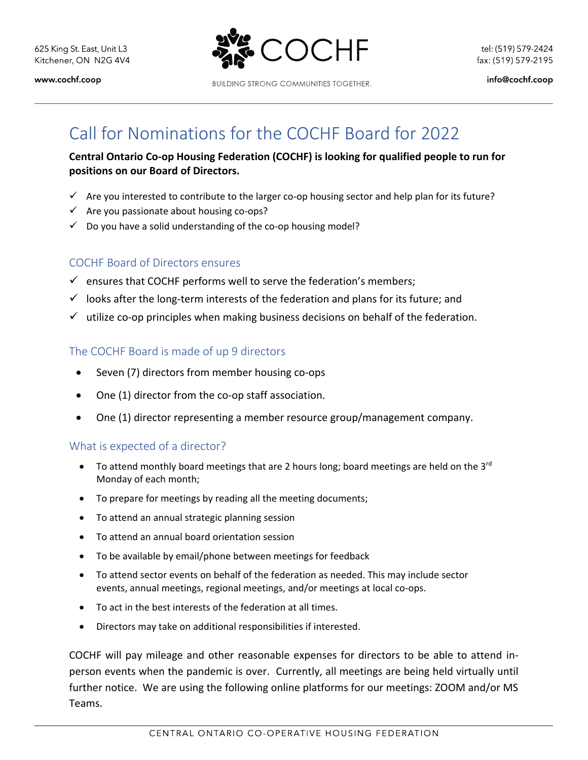625 King St. East, Unit L3
Kitchener, ON N2G 4V4

www.cochf.coop

COCHF

BUILDING STRONG COMMUNITIES TOGETHER.

tel: (519) 579-2424
fax: (519) 579-2195

info@cochf.coop

# Call for Nominations for the COCHF Board for 2022

**Central Ontario Co-op Housing Federation (COCHF) is looking for qualified people to run for positions on our Board of Directors.**

- ✓ Are you interested to contribute to the larger co-op housing sector and help plan for its future?
- ✓ Are you passionate about housing co-ops?
- ✓ Do you have a solid understanding of the co-op housing model?

## COCHF Board of Directors ensures

- ✓ ensures that COCHF performs well to serve the federation's members;
- ✓ looks after the long-term interests of the federation and plans for its future; and
- ✓ utilize co-op principles when making business decisions on behalf of the federation.

## The COCHF Board is made of up 9 directors

- Seven (7) directors from member housing co-ops
- One (1) director from the co-op staff association.
- One (1) director representing a member resource group/management company.

## What is expected of a director?

- To attend monthly board meetings that are 2 hours long; board meetings are held on the 3rd Monday of each month;
- To prepare for meetings by reading all the meeting documents;
- To attend an annual strategic planning session
- To attend an annual board orientation session
- To be available by email/phone between meetings for feedback
- To attend sector events on behalf of the federation as needed. This may include sector events, annual meetings, regional meetings, and/or meetings at local co-ops.
- To act in the best interests of the federation at all times.
- Directors may take on additional responsibilities if interested.

COCHF will pay mileage and other reasonable expenses for directors to be able to attend in-person events when the pandemic is over. Currently, all meetings are being held virtually until further notice. We are using the following online platforms for our meetings: ZOOM and/or MS Teams.

CENTRAL ONTARIO CO-OPERATIVE HOUSING FEDERATION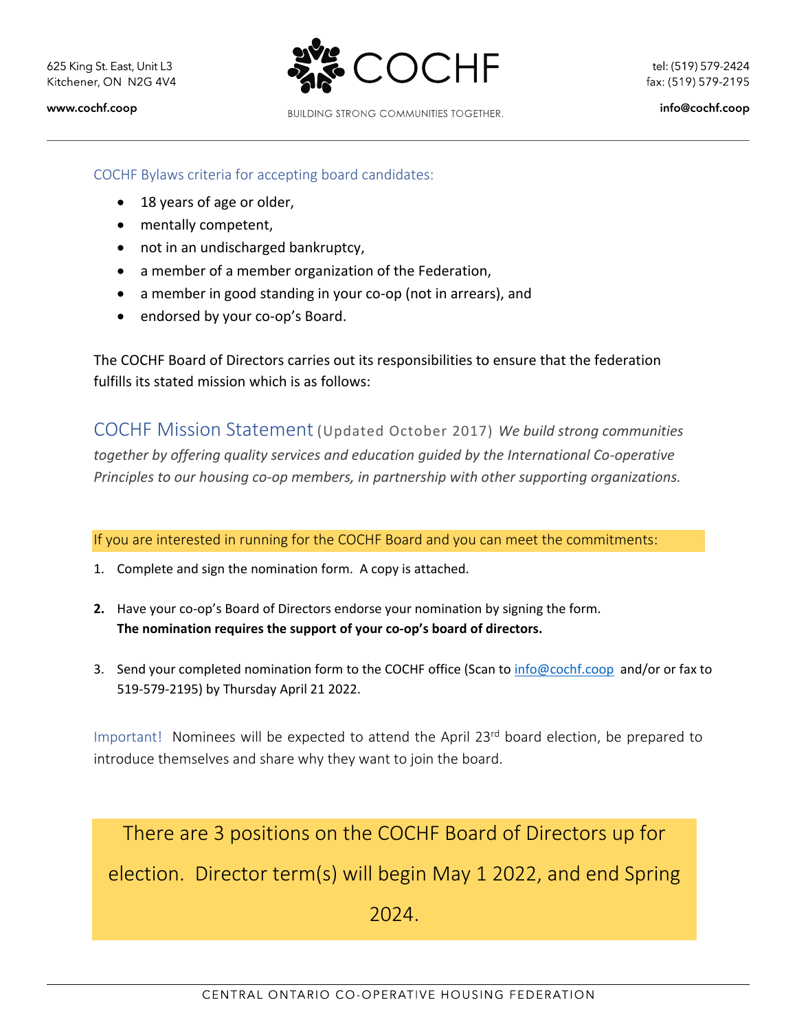COCHF Bylaws criteria for accepting board candidates:

- 18 years of age or older,
- mentally competent,
- not in an undischarged bankruptcy,
- a member of a member organization of the Federation,
- a member in good standing in your co-op (not in arrears), and
- endorsed by your co-op's Board.

The COCHF Board of Directors carries out its responsibilities to ensure that the federation fulfills its stated mission which is as follows:

## COCHF Mission Statement (Updated October 2017) *We build strong communities together by offering quality services and education guided by the International Co-operative Principles to our housing co-op members, in partnership with other supporting organizations.*

If you are interested in running for the COCHF Board and you can meet the commitments:

1. Complete and sign the nomination form. A copy is attached.
2. Have your co-op's Board of Directors endorse your nomination by signing the form. **The nomination requires the support of your co-op's board of directors.**
3. Send your completed nomination form to the COCHF office (Scan to info@cochf.coop and/or or fax to 519-579-2195) by Thursday April 21 2022.

Important! Nominees will be expected to attend the April 23rd board election, be prepared to introduce themselves and share why they want to join the board.

There are 3 positions on the COCHF Board of Directors up for election. Director term(s) will begin May 1 2022, and end Spring 2024.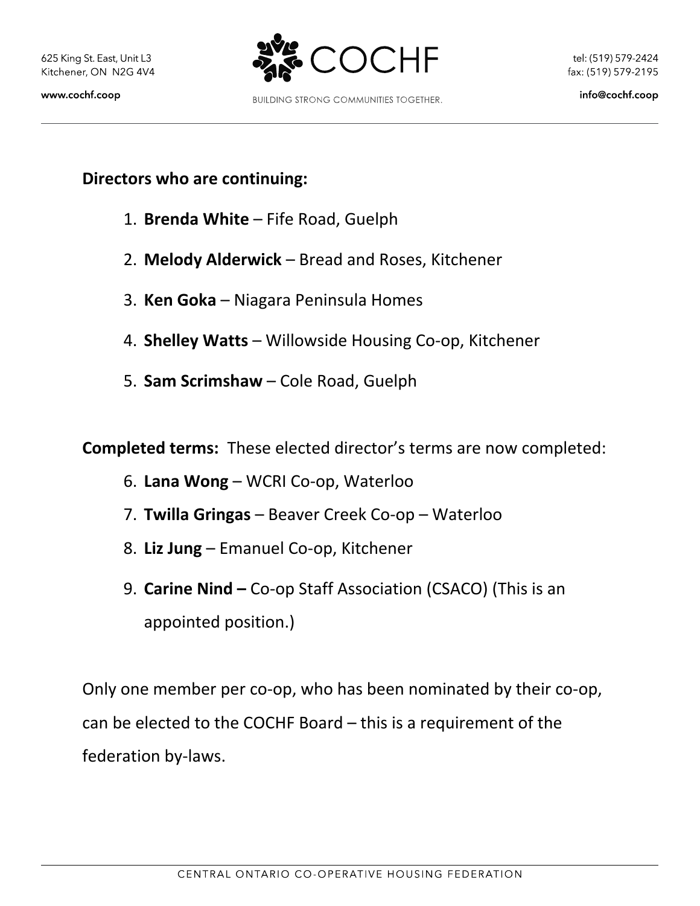**Directors who are continuing:**

1. **Brenda White** – Fife Road, Guelph
2. **Melody Alderwick** – Bread and Roses, Kitchener
3. **Ken Goka** – Niagara Peninsula Homes
4. **Shelley Watts** – Willowside Housing Co-op, Kitchener
5. **Sam Scrimshaw** – Cole Road, Guelph

**Completed terms:** These elected director's terms are now completed:

6. **Lana Wong** – WCRI Co-op, Waterloo
7. **Twilla Gringas** – Beaver Creek Co-op – Waterloo
8. **Liz Jung** – Emanuel Co-op, Kitchener
9. **Carine Nind –** Co-op Staff Association (CSACO) (This is an appointed position.)

Only one member per co-op, who has been nominated by their co-op, can be elected to the COCHF Board – this is a requirement of the federation by-laws.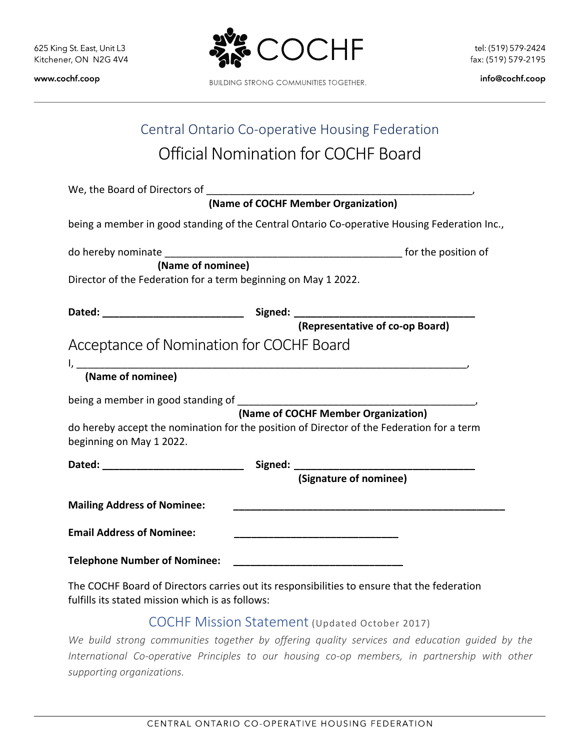625 King St. East, Unit L3
Kitchener, ON N2G 4V4

www.cochf.coop

COCHF

BUILDING STRONG COMMUNITIES TOGETHER.

tel: (519) 579-2424
fax: (519) 579-2195

info@cochf.coop

## Central Ontario Co-operative Housing Federation

# Official Nomination for COCHF Board

We, the Board of Directors of ______________________________________________,
**(Name of COCHF Member Organization)**

being a member in good standing of the Central Ontario Co-operative Housing Federation Inc.,

do hereby nominate ________________________________________ for the position of
**(Name of nominee)**
Director of the Federation for a term beginning on May 1 2022.

**Dated: ________________________ Signed: ______________________________**
**(Representative of co-op Board)**

## Acceptance of Nomination for COCHF Board

I, _________________________________________________________________,
**(Name of nominee)**

being a member in good standing of ________________________________________,
**(Name of COCHF Member Organization)**
do hereby accept the nomination for the position of Director of the Federation for a term beginning on May 1 2022.

**Dated: ________________________ Signed: ______________________________**
**(Signature of nominee)**

**Mailing Address of Nominee:** ______________________________________________

**Email Address of Nominee:** ____________________________

**Telephone Number of Nominee:** ____________________________

The COCHF Board of Directors carries out its responsibilities to ensure that the federation fulfills its stated mission which is as follows:

### COCHF Mission Statement (Updated October 2017)

*We build strong communities together by offering quality services and education guided by the International Co-operative Principles to our housing co-op members, in partnership with other supporting organizations.*